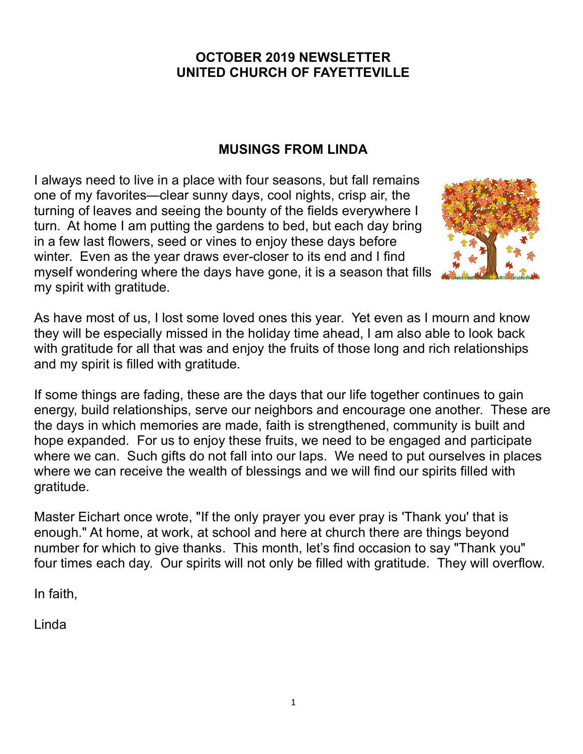# OCTOBER 2019 NEWSLETTER
# UNITED CHURCH OF FAYETTEVILLE

## MUSINGS FROM LINDA

I always need to live in a place with four seasons, but fall remains one of my favorites—clear sunny days, cool nights, crisp air, the turning of leaves and seeing the bounty of the fields everywhere I turn. At home I am putting the gardens to bed, but each day bring in a few last flowers, seed or vines to enjoy these days before winter. Even as the year draws ever-closer to its end and I find myself wondering where the days have gone, it is a season that fills my spirit with gratitude.

As have most of us, I lost some loved ones this year. Yet even as I mourn and know they will be especially missed in the holiday time ahead, I am also able to look back with gratitude for all that was and enjoy the fruits of those long and rich relationships and my spirit is filled with gratitude.

If some things are fading, these are the days that our life together continues to gain energy, build relationships, serve our neighbors and encourage one another. These are the days in which memories are made, faith is strengthened, community is built and hope expanded. For us to enjoy these fruits, we need to be engaged and participate where we can. Such gifts do not fall into our laps. We need to put ourselves in places where we can receive the wealth of blessings and we will find our spirits filled with gratitude.

Master Eichart once wrote, "If the only prayer you ever pray is 'Thank you' that is enough." At home, at work, at school and here at church there are things beyond number for which to give thanks. This month, let's find occasion to say "Thank you" four times each day. Our spirits will not only be filled with gratitude. They will overflow.

In faith,

Linda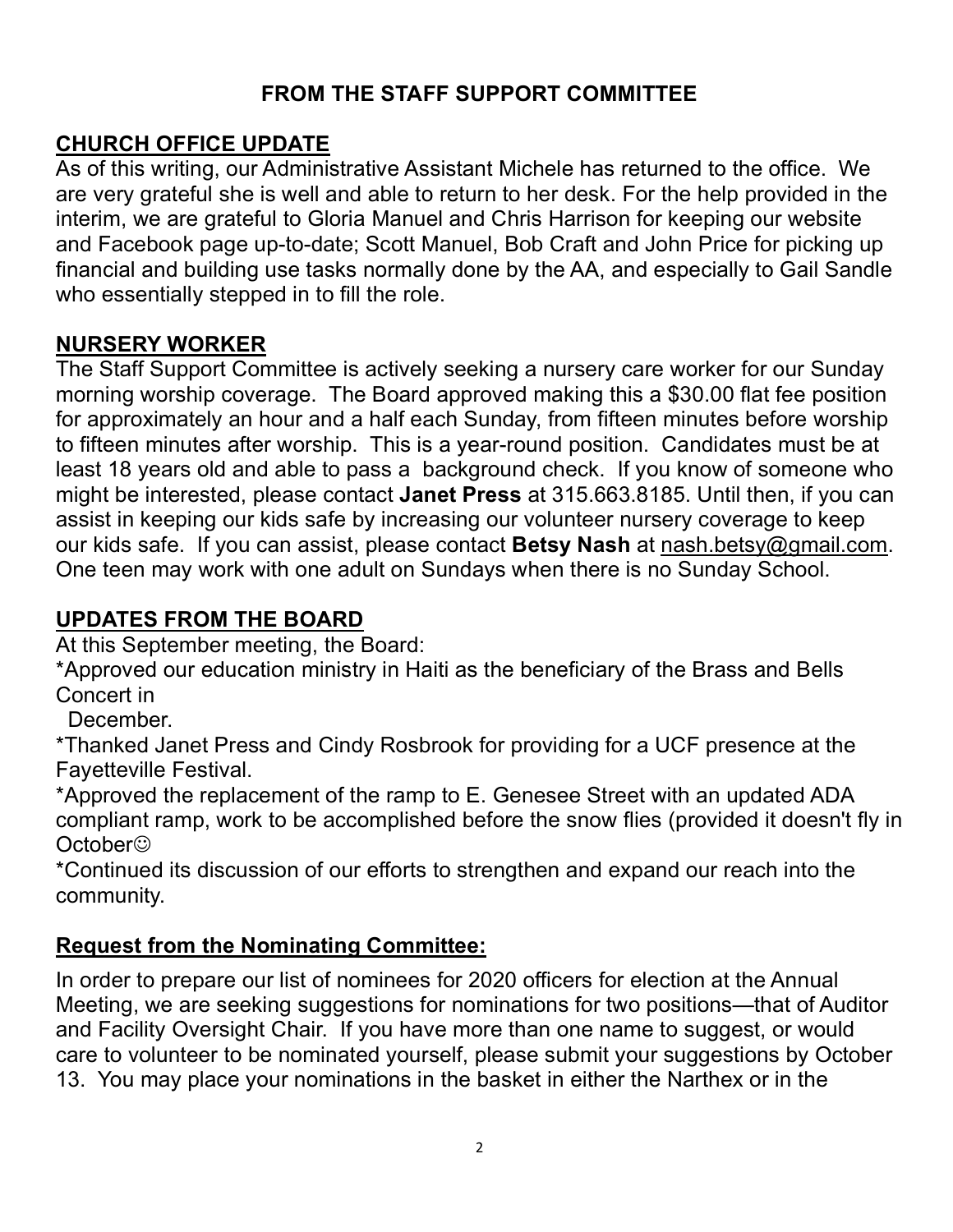# FROM THE STAFF SUPPORT COMMITTEE

## CHURCH OFFICE UPDATE

As of this writing, our Administrative Assistant Michele has returned to the office. We are very grateful she is well and able to return to her desk. For the help provided in the interim, we are grateful to Gloria Manuel and Chris Harrison for keeping our website and Facebook page up-to-date; Scott Manuel, Bob Craft and John Price for picking up financial and building use tasks normally done by the AA, and especially to Gail Sandle who essentially stepped in to fill the role.

## NURSERY WORKER

The Staff Support Committee is actively seeking a nursery care worker for our Sunday morning worship coverage. The Board approved making this a $30.00 flat fee position for approximately an hour and a half each Sunday, from fifteen minutes before worship to fifteen minutes after worship. This is a year-round position. Candidates must be at least 18 years old and able to pass a background check. If you know of someone who might be interested, please contact **Janet Press** at 315.663.8185. Until then, if you can assist in keeping our kids safe by increasing our volunteer nursery coverage to keep our kids safe. If you can assist, please contact **Betsy Nash** at nash.betsy@gmail.com. One teen may work with one adult on Sundays when there is no Sunday School.

## UPDATES FROM THE BOARD

At this September meeting, the Board:

*Approved our education ministry in Haiti as the beneficiary of the Brass and Bells Concert in December.

*Thanked Janet Press and Cindy Rosbrook for providing for a UCF presence at the Fayetteville Festival.

*Approved the replacement of the ramp to E. Genesee Street with an updated ADA compliant ramp, work to be accomplished before the snow flies (provided it doesn't fly in October☺

*Continued its discussion of our efforts to strengthen and expand our reach into the community.

## Request from the Nominating Committee:

In order to prepare our list of nominees for 2020 officers for election at the Annual Meeting, we are seeking suggestions for nominations for two positions—that of Auditor and Facility Oversight Chair. If you have more than one name to suggest, or would care to volunteer to be nominated yourself, please submit your suggestions by October 13. You may place your nominations in the basket in either the Narthex or in the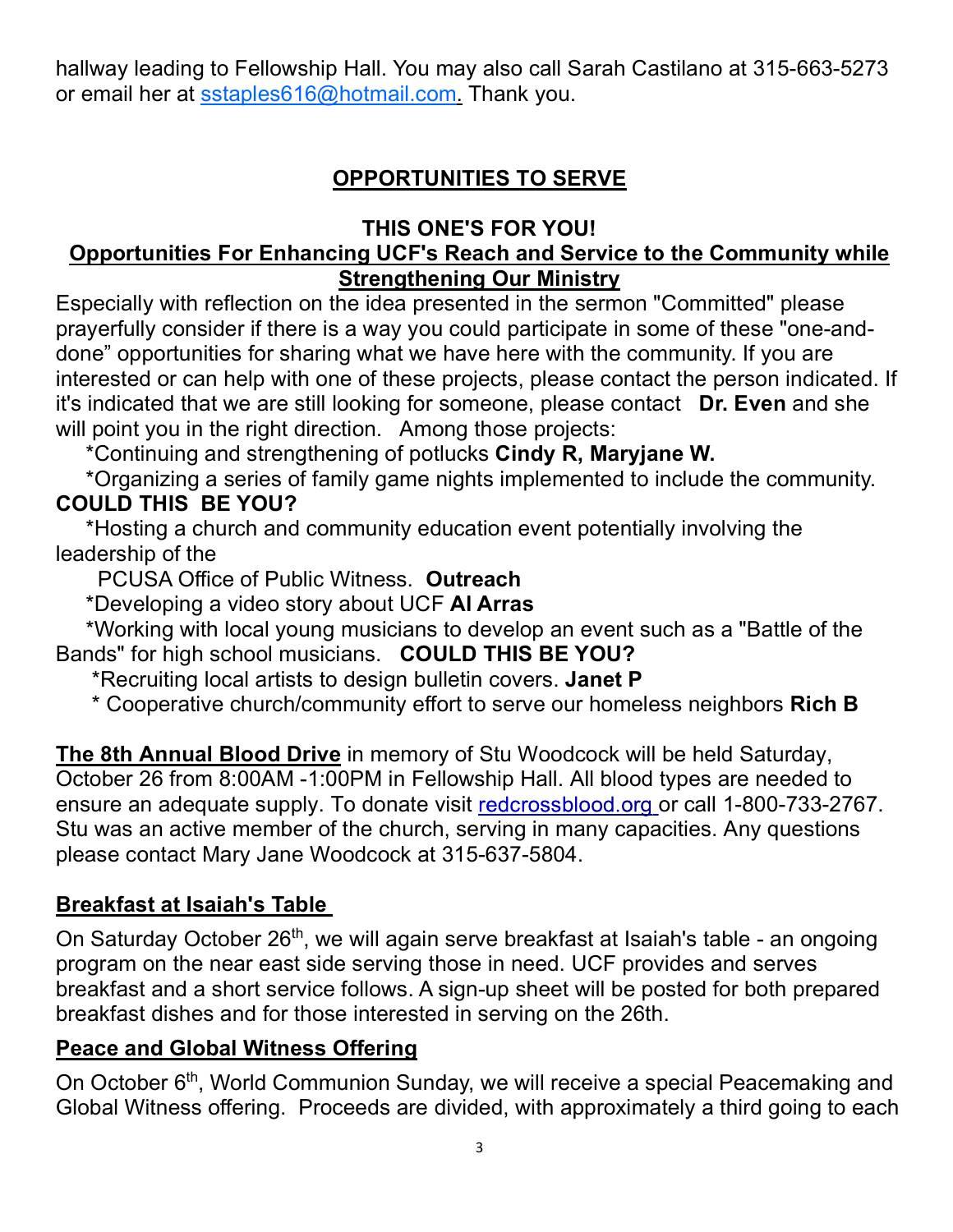hallway leading to Fellowship Hall. You may also call Sarah Castilano at 315-663-5273 or email her at sstaples616@hotmail.com. Thank you.

## OPPORTUNITIES TO SERVE

### THIS ONE'S FOR YOU!

### Opportunities For Enhancing UCF's Reach and Service to the Community while Strengthening Our Ministry

Especially with reflection on the idea presented in the sermon "Committed" please prayerfully consider if there is a way you could participate in some of these "one-and-done" opportunities for sharing what we have here with the community. If you are interested or can help with one of these projects, please contact the person indicated. If it's indicated that we are still looking for someone, please contact **Dr. Even** and she will point you in the right direction. Among those projects:

*Continuing and strengthening of potlucks **Cindy R, Maryjane W.**

*Organizing a series of family game nights implemented to include the community. **COULD THIS BE YOU?**

*Hosting a church and community education event potentially involving the leadership of the PCUSA Office of Public Witness. **Outreach**

*Developing a video story about UCF **Al Arras**

*Working with local young musicians to develop an event such as a "Battle of the Bands" for high school musicians. **COULD THIS BE YOU?**

*Recruiting local artists to design bulletin covers. **Janet P**

* Cooperative church/community effort to serve our homeless neighbors **Rich B**

**The 8th Annual Blood Drive** in memory of Stu Woodcock will be held Saturday, October 26 from 8:00AM -1:00PM in Fellowship Hall. All blood types are needed to ensure an adequate supply. To donate visit redcrossblood.org or call 1-800-733-2767. Stu was an active member of the church, serving in many capacities. Any questions please contact Mary Jane Woodcock at 315-637-5804.

### Breakfast at Isaiah's Table

On Saturday October 26th, we will again serve breakfast at Isaiah's table - an ongoing program on the near east side serving those in need. UCF provides and serves breakfast and a short service follows. A sign-up sheet will be posted for both prepared breakfast dishes and for those interested in serving on the 26th.

### Peace and Global Witness Offering

On October 6th, World Communion Sunday, we will receive a special Peacemaking and Global Witness offering. Proceeds are divided, with approximately a third going to each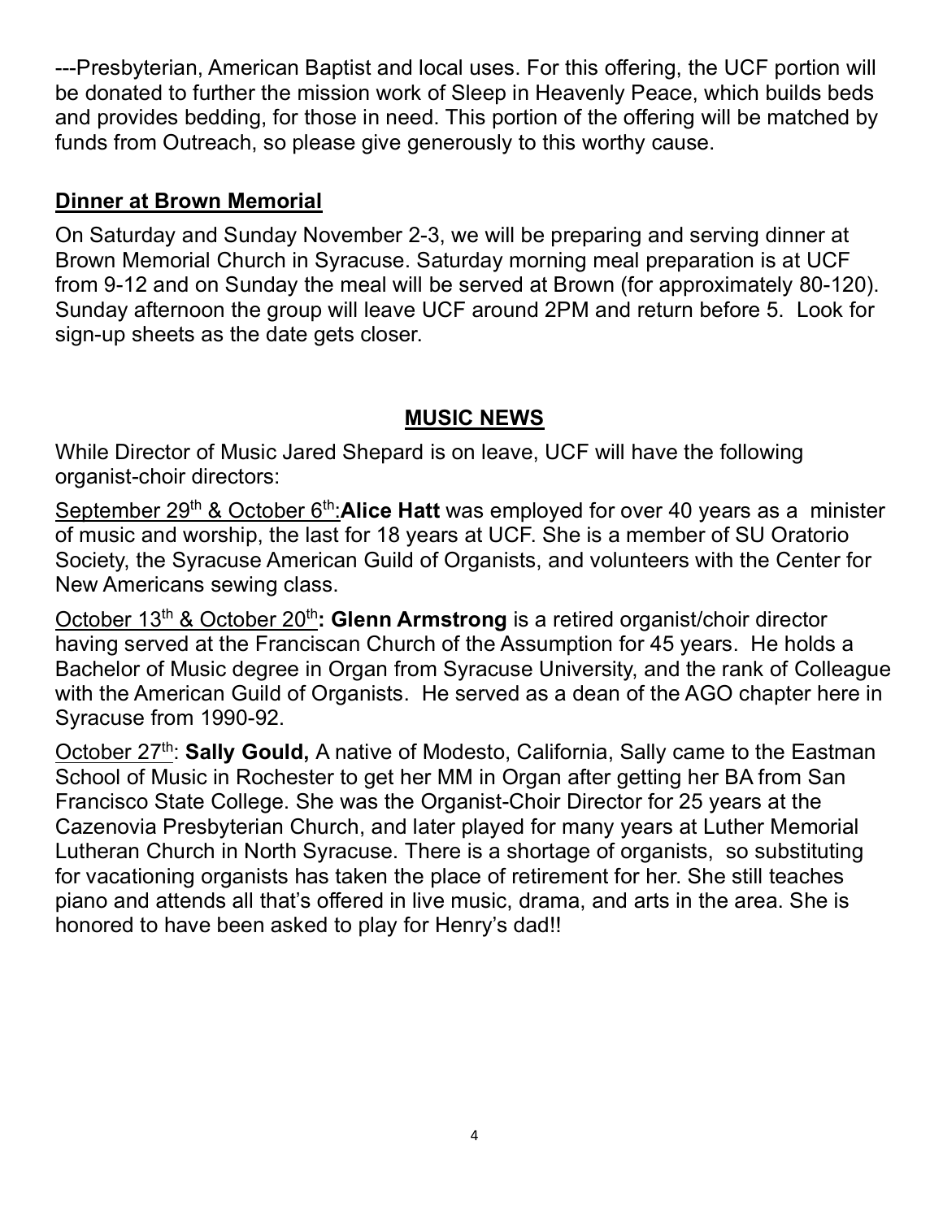---Presbyterian, American Baptist and local uses. For this offering, the UCF portion will be donated to further the mission work of Sleep in Heavenly Peace, which builds beds and provides bedding, for those in need. This portion of the offering will be matched by funds from Outreach, so please give generously to this worthy cause.

## Dinner at Brown Memorial

On Saturday and Sunday November 2-3, we will be preparing and serving dinner at Brown Memorial Church in Syracuse. Saturday morning meal preparation is at UCF from 9-12 and on Sunday the meal will be served at Brown (for approximately 80-120). Sunday afternoon the group will leave UCF around 2PM and return before 5. Look for sign-up sheets as the date gets closer.

## MUSIC NEWS

While Director of Music Jared Shepard is on leave, UCF will have the following organist-choir directors:

September 29th & October 6th: **Alice Hatt** was employed for over 40 years as a minister of music and worship, the last for 18 years at UCF. She is a member of SU Oratorio Society, the Syracuse American Guild of Organists, and volunteers with the Center for New Americans sewing class.

October 13th & October 20th**: Glenn Armstrong** is a retired organist/choir director having served at the Franciscan Church of the Assumption for 45 years. He holds a Bachelor of Music degree in Organ from Syracuse University, and the rank of Colleague with the American Guild of Organists. He served as a dean of the AGO chapter here in Syracuse from 1990-92.

October 27th: **Sally Gould,** A native of Modesto, California, Sally came to the Eastman School of Music in Rochester to get her MM in Organ after getting her BA from San Francisco State College. She was the Organist-Choir Director for 25 years at the Cazenovia Presbyterian Church, and later played for many years at Luther Memorial Lutheran Church in North Syracuse. There is a shortage of organists, so substituting for vacationing organists has taken the place of retirement for her. She still teaches piano and attends all that's offered in live music, drama, and arts in the area. She is honored to have been asked to play for Henry's dad!!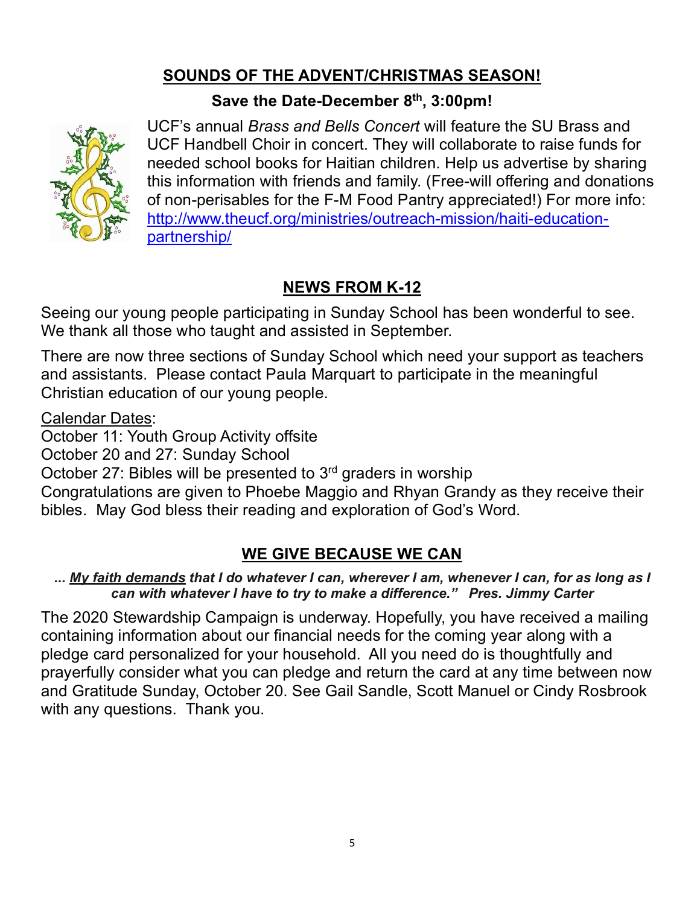## **SOUNDS OF THE ADVENT/CHRISTMAS SEASON!**

**Save the Date-December 8th, 3:00pm!**

UCF's annual *Brass and Bells Concert* will feature the SU Brass and UCF Handbell Choir in concert. They will collaborate to raise funds for needed school books for Haitian children. Help us advertise by sharing this information with friends and family. (Free-will offering and donations of non-perisables for the F-M Food Pantry appreciated!) For more info: http://www.theucf.org/ministries/outreach-mission/haiti-education-partnership/

## **NEWS FROM K-12**

Seeing our young people participating in Sunday School has been wonderful to see. We thank all those who taught and assisted in September.

There are now three sections of Sunday School which need your support as teachers and assistants. Please contact Paula Marquart to participate in the meaningful Christian education of our young people.

Calendar Dates:
October 11: Youth Group Activity offsite
October 20 and 27: Sunday School
October 27: Bibles will be presented to 3rd graders in worship
Congratulations are given to Phoebe Maggio and Rhyan Grandy as they receive their bibles. May God bless their reading and exploration of God's Word.

## **WE GIVE BECAUSE WE CAN**

***... My faith demands that I do whatever I can, wherever I am, whenever I can, for as long as I can with whatever I have to try to make a difference." Pres. Jimmy Carter***

The 2020 Stewardship Campaign is underway. Hopefully, you have received a mailing containing information about our financial needs for the coming year along with a pledge card personalized for your household. All you need do is thoughtfully and prayerfully consider what you can pledge and return the card at any time between now and Gratitude Sunday, October 20. See Gail Sandle, Scott Manuel or Cindy Rosbrook with any questions. Thank you.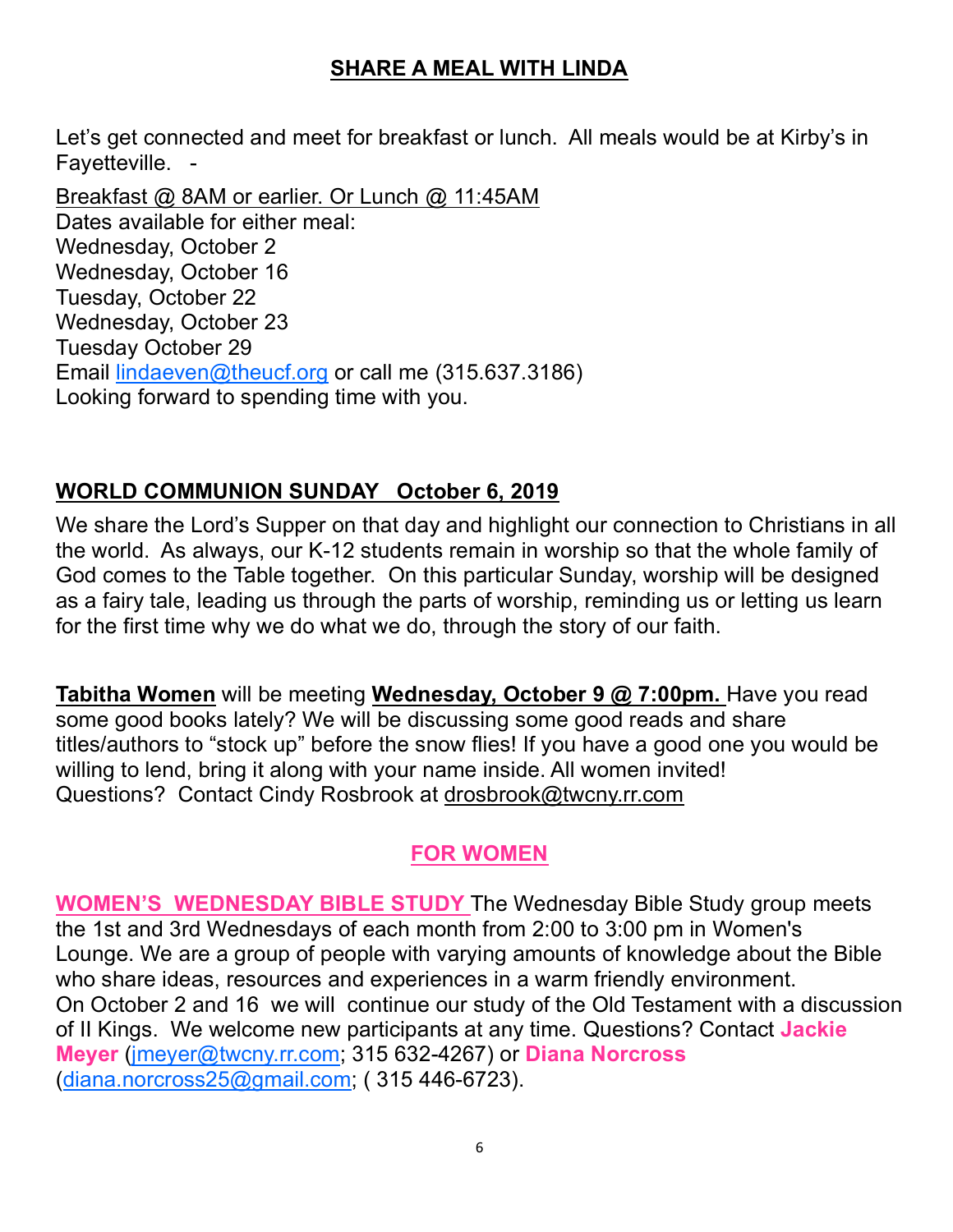## SHARE A MEAL WITH LINDA

Let's get connected and meet for breakfast or lunch. All meals would be at Kirby's in Fayetteville. -

Breakfast @ 8AM or earlier. Or Lunch @ 11:45AM
Dates available for either meal:
Wednesday, October 2
Wednesday, October 16
Tuesday, October 22
Wednesday, October 23
Tuesday October 29
Email lindaeven@theucf.org or call me (315.637.3186)
Looking forward to spending time with you.

## WORLD COMMUNION SUNDAY October 6, 2019

We share the Lord's Supper on that day and highlight our connection to Christians in all the world. As always, our K-12 students remain in worship so that the whole family of God comes to the Table together. On this particular Sunday, worship will be designed as a fairy tale, leading us through the parts of worship, reminding us or letting us learn for the first time why we do what we do, through the story of our faith.

**Tabitha Women** will be meeting **Wednesday, October 9 @ 7:00pm.** Have you read some good books lately? We will be discussing some good reads and share titles/authors to "stock up" before the snow flies! If you have a good one you would be willing to lend, bring it along with your name inside. All women invited!
Questions? Contact Cindy Rosbrook at drosbrook@twcny.rr.com

## FOR WOMEN

**WOMEN'S WEDNESDAY BIBLE STUDY** The Wednesday Bible Study group meets the 1st and 3rd Wednesdays of each month from 2:00 to 3:00 pm in Women's Lounge. We are a group of people with varying amounts of knowledge about the Bible who share ideas, resources and experiences in a warm friendly environment.
On October 2 and 16 we will continue our study of the Old Testament with a discussion of II Kings. We welcome new participants at any time. Questions? Contact **Jackie Meyer** (jmeyer@twcny.rr.com; 315 632-4267) or **Diana Norcross** (diana.norcross25@gmail.com; ( 315 446-6723).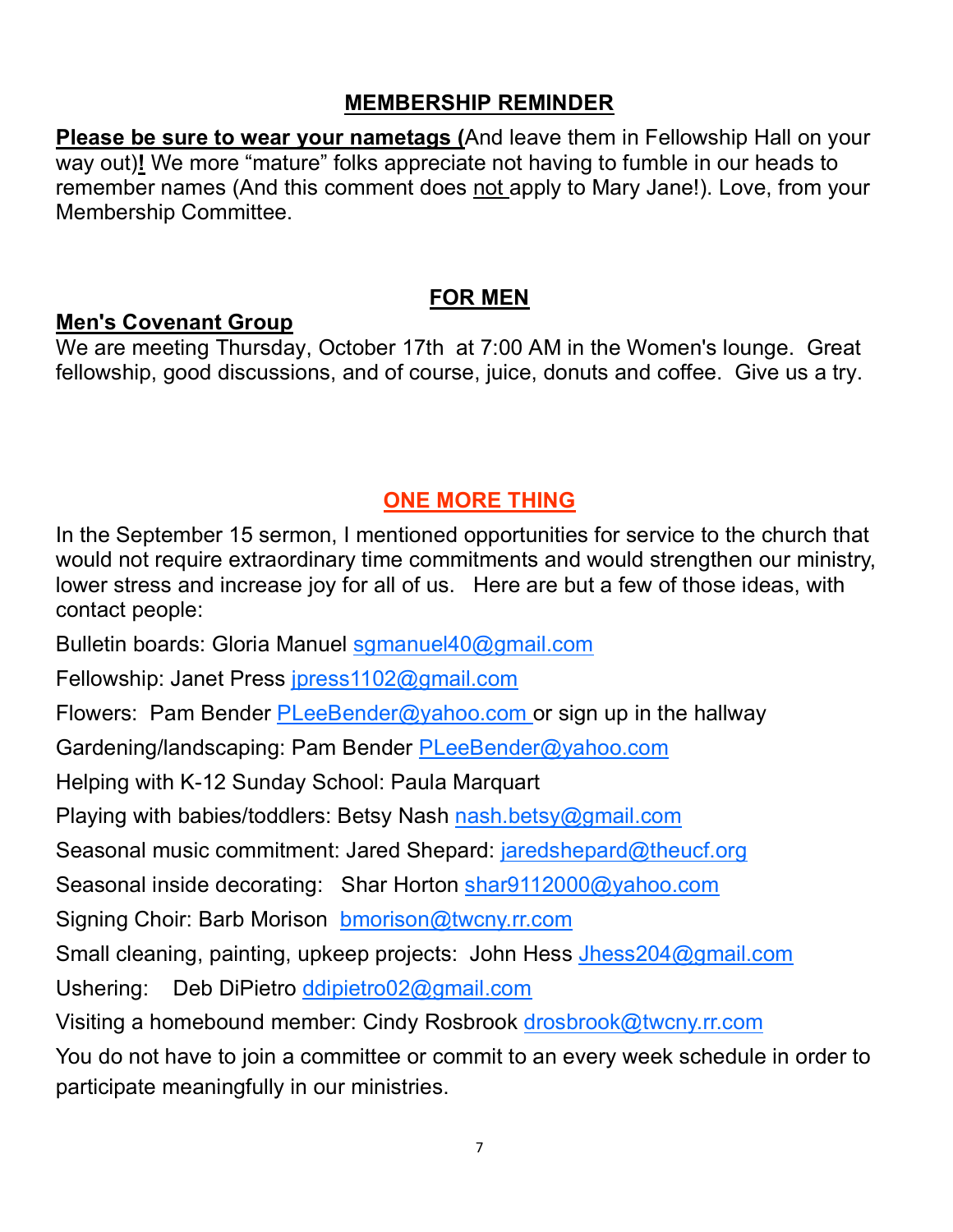## MEMBERSHIP REMINDER

**Please be sure to wear your nametags (**And leave them in Fellowship Hall on your way out)**!** We more "mature" folks appreciate not having to fumble in our heads to remember names (And this comment does not apply to Mary Jane!). Love, from your Membership Committee.

## FOR MEN

**Men's Covenant Group**

We are meeting Thursday, October 17th at 7:00 AM in the Women's lounge. Great fellowship, good discussions, and of course, juice, donuts and coffee. Give us a try.

## ONE MORE THING

In the September 15 sermon, I mentioned opportunities for service to the church that would not require extraordinary time commitments and would strengthen our ministry, lower stress and increase joy for all of us. Here are but a few of those ideas, with contact people:

Bulletin boards: Gloria Manuel sgmanuel40@gmail.com

Fellowship: Janet Press jpress1102@gmail.com

Flowers: Pam Bender PLeeBender@yahoo.com or sign up in the hallway

Gardening/landscaping: Pam Bender PLeeBender@yahoo.com

Helping with K-12 Sunday School: Paula Marquart

Playing with babies/toddlers: Betsy Nash nash.betsy@gmail.com

Seasonal music commitment: Jared Shepard: jaredshepard@theucf.org

Seasonal inside decorating: Shar Horton shar9112000@yahoo.com

Signing Choir: Barb Morison bmorison@twcny.rr.com

Small cleaning, painting, upkeep projects: John Hess Jhess204@gmail.com

Ushering: Deb DiPietro ddipietro02@gmail.com

Visiting a homebound member: Cindy Rosbrook drosbrook@twcny.rr.com

You do not have to join a committee or commit to an every week schedule in order to participate meaningfully in our ministries.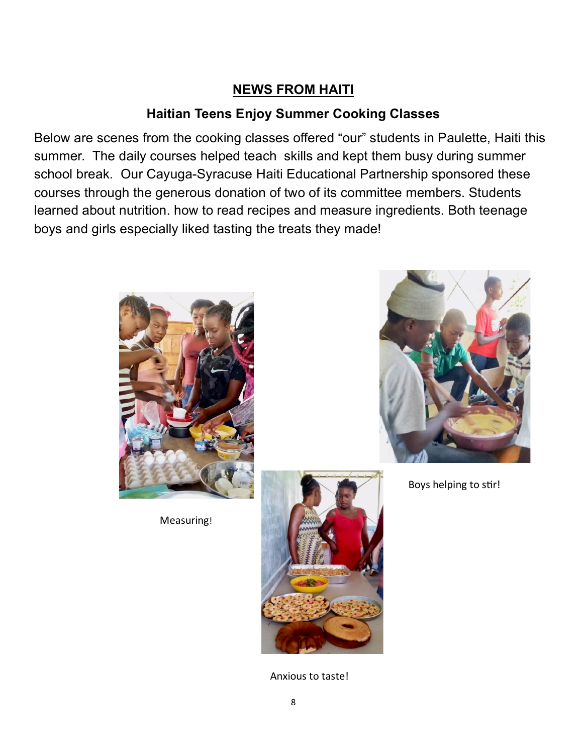## NEWS FROM HAITI

### Haitian Teens Enjoy Summer Cooking Classes

Below are scenes from the cooking classes offered "our" students in Paulette, Haiti this summer. The daily courses helped teach skills and kept them busy during summer school break. Our Cayuga-Syracuse Haiti Educational Partnership sponsored these courses through the generous donation of two of its committee members. Students learned about nutrition. how to read recipes and measure ingredients. Both teenage boys and girls especially liked tasting the treats they made!

Measuring!

Boys helping to stir!

Anxious to taste!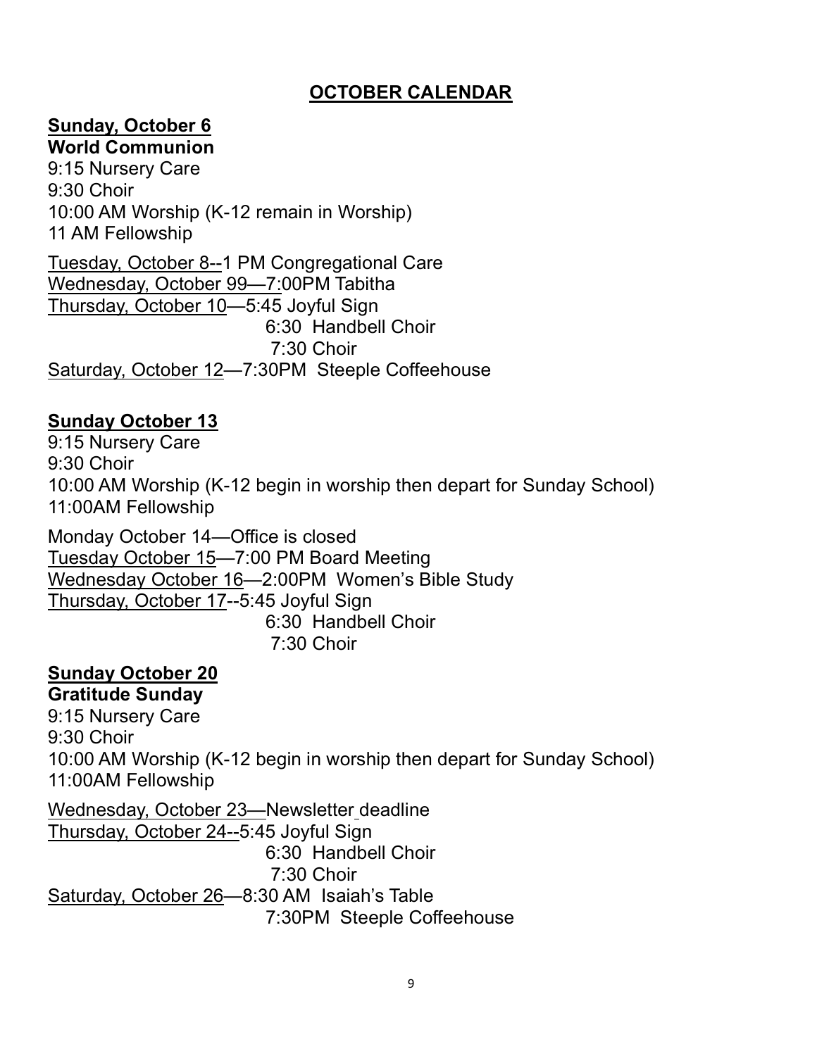# OCTOBER CALENDAR

**Sunday, October 6**
**World Communion**
9:15 Nursery Care
9:30 Choir
10:00 AM Worship (K-12 remain in Worship)
11 AM Fellowship

Tuesday, October 8--1 PM Congregational Care
Wednesday, October 99—7:00PM Tabitha
Thursday, October 10—5:45 Joyful Sign
6:30 Handbell Choir
7:30 Choir
Saturday, October 12—7:30PM Steeple Coffeehouse

**Sunday October 13**
9:15 Nursery Care
9:30 Choir
10:00 AM Worship (K-12 begin in worship then depart for Sunday School)
11:00AM Fellowship

Monday October 14—Office is closed
Tuesday October 15—7:00 PM Board Meeting
Wednesday October 16—2:00PM Women's Bible Study
Thursday, October 17--5:45 Joyful Sign
6:30 Handbell Choir
7:30 Choir

**Sunday October 20**
**Gratitude Sunday**
9:15 Nursery Care
9:30 Choir
10:00 AM Worship (K-12 begin in worship then depart for Sunday School)
11:00AM Fellowship

Wednesday, October 23—Newsletter deadline
Thursday, October 24--5:45 Joyful Sign
6:30 Handbell Choir
7:30 Choir
Saturday, October 26—8:30 AM Isaiah's Table
7:30PM Steeple Coffeehouse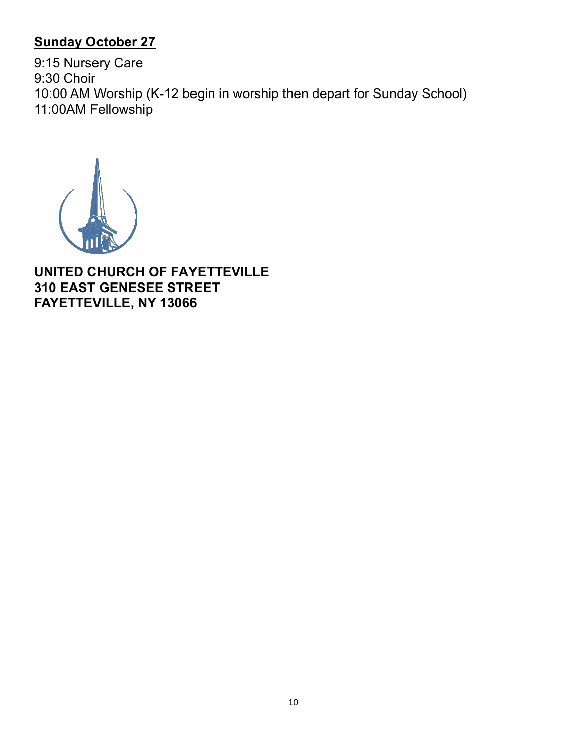**Sunday October 27**

9:15 Nursery Care
9:30 Choir
10:00 AM Worship (K-12 begin in worship then depart for Sunday School)
11:00AM Fellowship

**UNITED CHURCH OF FAYETTEVILLE**
**310 EAST GENESEE STREET**
**FAYETTEVILLE, NY 13066**